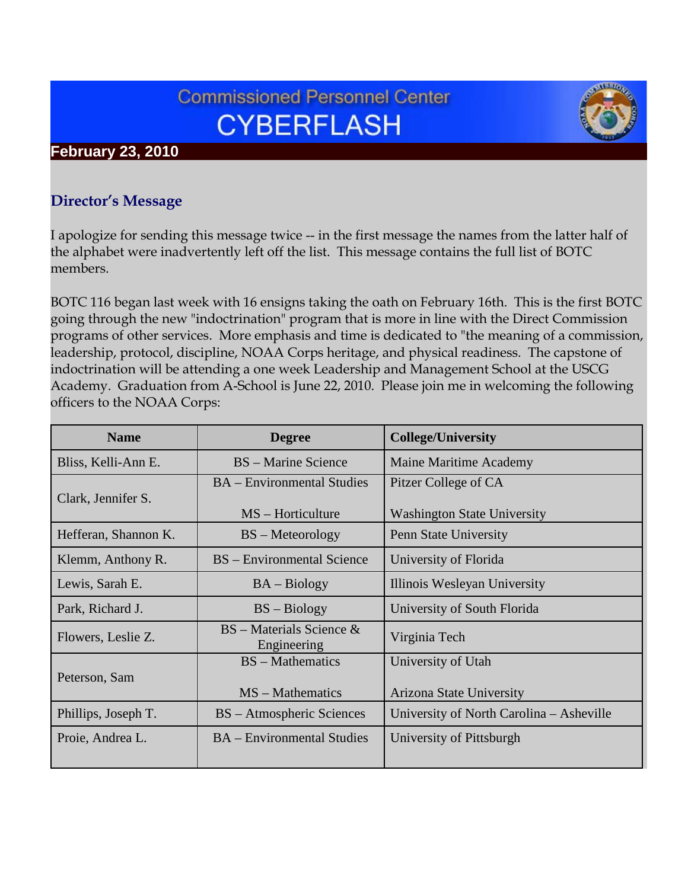# Commissioned Personnel Center CYBERFLASH

**February 23, 2010**

## Director's Message

I apologize for sending this message twice -- in the first message the names from the latter half of the alphabet were inadvertently left off the list. This message contains the full list of BOTC members.

BOTC 116 began last week with 16 ensigns taking the oath on February 16th. This is the first BOTC going through the new "indoctrination" program that is more in line with the Direct Commission programs of other services. More emphasis and time is dedicated to "the meaning of a commission, leadership, protocol, discipline, NOAA Corps heritage, and physical readiness. The capstone of indoctrination will be attending a one week Leadership and Management School at the USCG Academy. Graduation from A-School is June 22, 2010. Please join me in welcoming the following officers to the NOAA Corps:

| Name | Degree | College/University |
|---|---|---|
| Bliss, Kelli-Ann E. | BS – Marine Science | Maine Maritime Academy |
| Clark, Jennifer S. | BA – Environmental Studies<br>MS – Horticulture | Pitzer College of CA<br>Washington State University |
| Hefferan, Shannon K. | BS – Meteorology | Penn State University |
| Klemm, Anthony R. | BS – Environmental Science | University of Florida |
| Lewis, Sarah E. | BA – Biology | Illinois Wesleyan University |
| Park, Richard J. | BS – Biology | University of South Florida |
| Flowers, Leslie Z. | BS – Materials Science & Engineering | Virginia Tech |
| Peterson, Sam | BS – Mathematics<br>MS – Mathematics | University of Utah<br>Arizona State University |
| Phillips, Joseph T. | BS – Atmospheric Sciences | University of North Carolina – Asheville |
| Proie, Andrea L. | BA – Environmental Studies | University of Pittsburgh |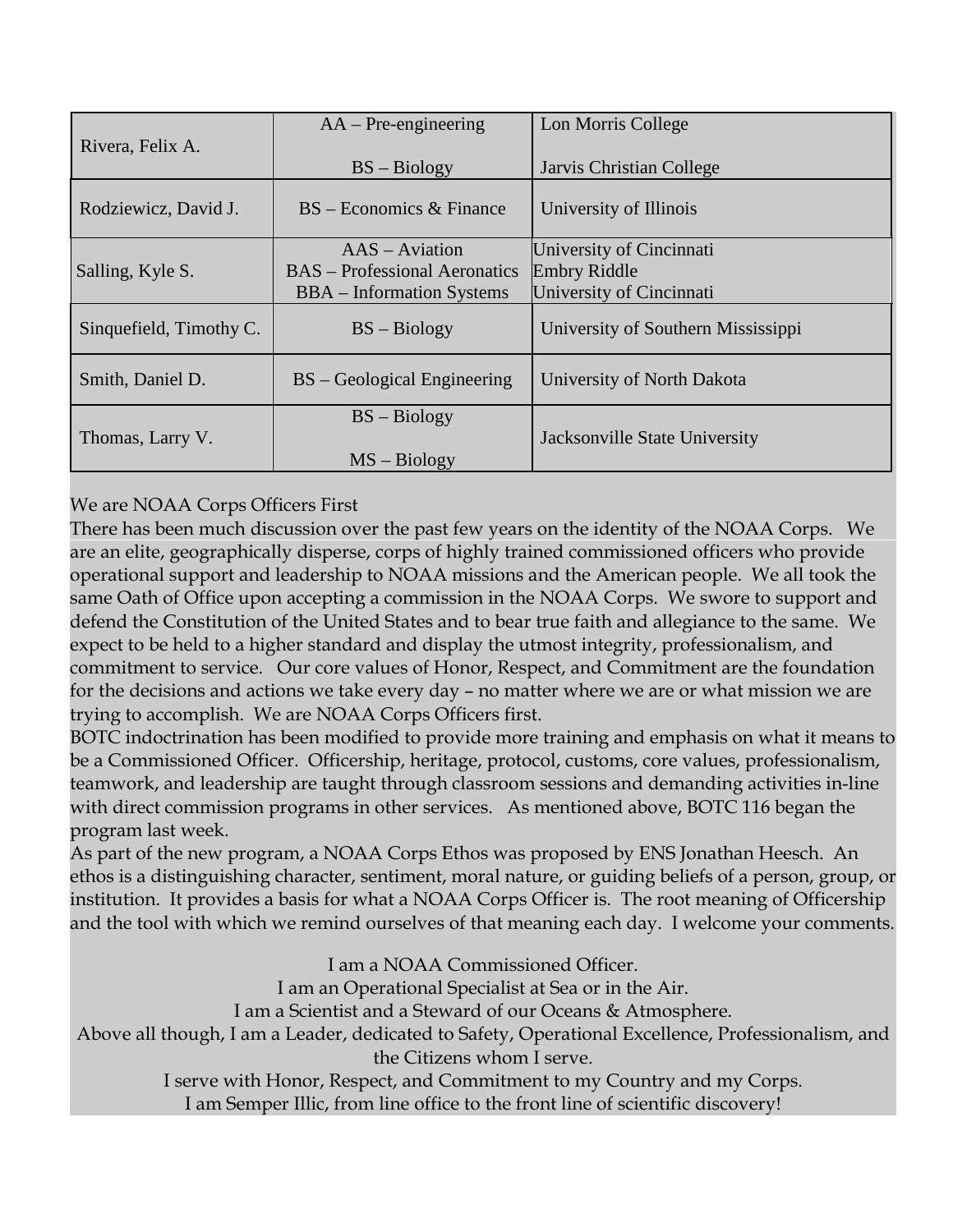| | | |
|---|---|---|
| Rivera, Felix A. | AA – Pre-engineering<br><br>BS – Biology | Lon Morris College<br><br>Jarvis Christian College |
| Rodziewicz, David J. | BS – Economics & Finance | University of Illinois |
| Salling, Kyle S. | AAS – Aviation<br>BAS – Professional Aeronatics<br>BBA – Information Systems | University of Cincinnati<br>Embry Riddle<br>University of Cincinnati |
| Sinquefield, Timothy C. | BS – Biology | University of Southern Mississippi |
| Smith, Daniel D. | BS – Geological Engineering | University of North Dakota |
| Thomas, Larry V. | BS – Biology<br><br>MS – Biology | Jacksonville State University |

We are NOAA Corps Officers First

There has been much discussion over the past few years on the identity of the NOAA Corps. We are an elite, geographically disperse, corps of highly trained commissioned officers who provide operational support and leadership to NOAA missions and the American people. We all took the same Oath of Office upon accepting a commission in the NOAA Corps. We swore to support and defend the Constitution of the United States and to bear true faith and allegiance to the same. We expect to be held to a higher standard and display the utmost integrity, professionalism, and commitment to service. Our core values of Honor, Respect, and Commitment are the foundation for the decisions and actions we take every day – no matter where we are or what mission we are trying to accomplish. We are NOAA Corps Officers first.

BOTC indoctrination has been modified to provide more training and emphasis on what it means to be a Commissioned Officer. Officership, heritage, protocol, customs, core values, professionalism, teamwork, and leadership are taught through classroom sessions and demanding activities in-line with direct commission programs in other services. As mentioned above, BOTC 116 began the program last week.

As part of the new program, a NOAA Corps Ethos was proposed by ENS Jonathan Heesch. An ethos is a distinguishing character, sentiment, moral nature, or guiding beliefs of a person, group, or institution. It provides a basis for what a NOAA Corps Officer is. The root meaning of Officership and the tool with which we remind ourselves of that meaning each day. I welcome your comments.

I am a NOAA Commissioned Officer.
I am an Operational Specialist at Sea or in the Air.
I am a Scientist and a Steward of our Oceans & Atmosphere.
Above all though, I am a Leader, dedicated to Safety, Operational Excellence, Professionalism, and the Citizens whom I serve.
I serve with Honor, Respect, and Commitment to my Country and my Corps.
I am Semper Illic, from line office to the front line of scientific discovery!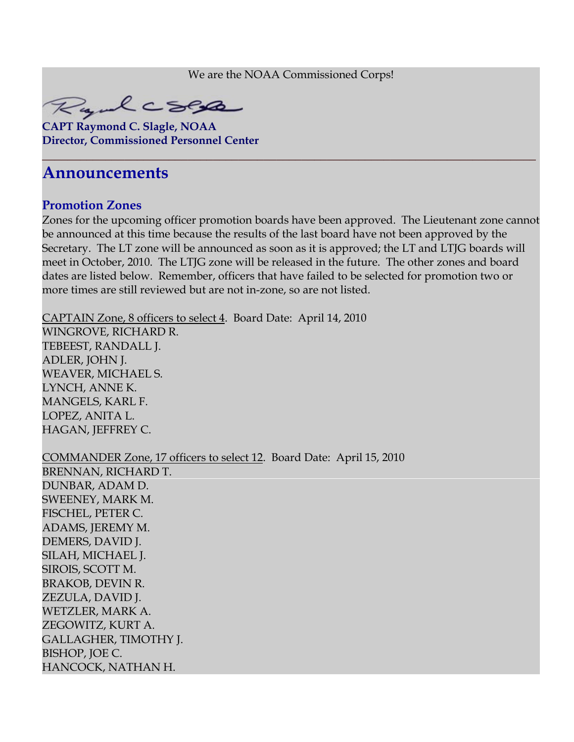We are the NOAA Commissioned Corps!

**CAPT Raymond C. Slagle, NOAA**
**Director, Commissioned Personnel Center**

---

## Announcements

### Promotion Zones

Zones for the upcoming officer promotion boards have been approved. The Lieutenant zone cannot be announced at this time because the results of the last board have not been approved by the Secretary. The LT zone will be announced as soon as it is approved; the LT and LTJG boards will meet in October, 2010. The LTJG zone will be released in the future. The other zones and board dates are listed below. Remember, officers that have failed to be selected for promotion two or more times are still reviewed but are not in-zone, so are not listed.

CAPTAIN Zone, 8 officers to select 4. Board Date: April 14, 2010
WINGROVE, RICHARD R.
TEBEEST, RANDALL J.
ADLER, JOHN J.
WEAVER, MICHAEL S.
LYNCH, ANNE K.
MANGELS, KARL F.
LOPEZ, ANITA L.
HAGAN, JEFFREY C.

COMMANDER Zone, 17 officers to select 12. Board Date: April 15, 2010
BRENNAN, RICHARD T.
DUNBAR, ADAM D.
SWEENEY, MARK M.
FISCHEL, PETER C.
ADAMS, JEREMY M.
DEMERS, DAVID J.
SILAH, MICHAEL J.
SIROIS, SCOTT M.
BRAKOB, DEVIN R.
ZEZULA, DAVID J.
WETZLER, MARK A.
ZEGOWITZ, KURT A.
GALLAGHER, TIMOTHY J.
BISHOP, JOE C.
HANCOCK, NATHAN H.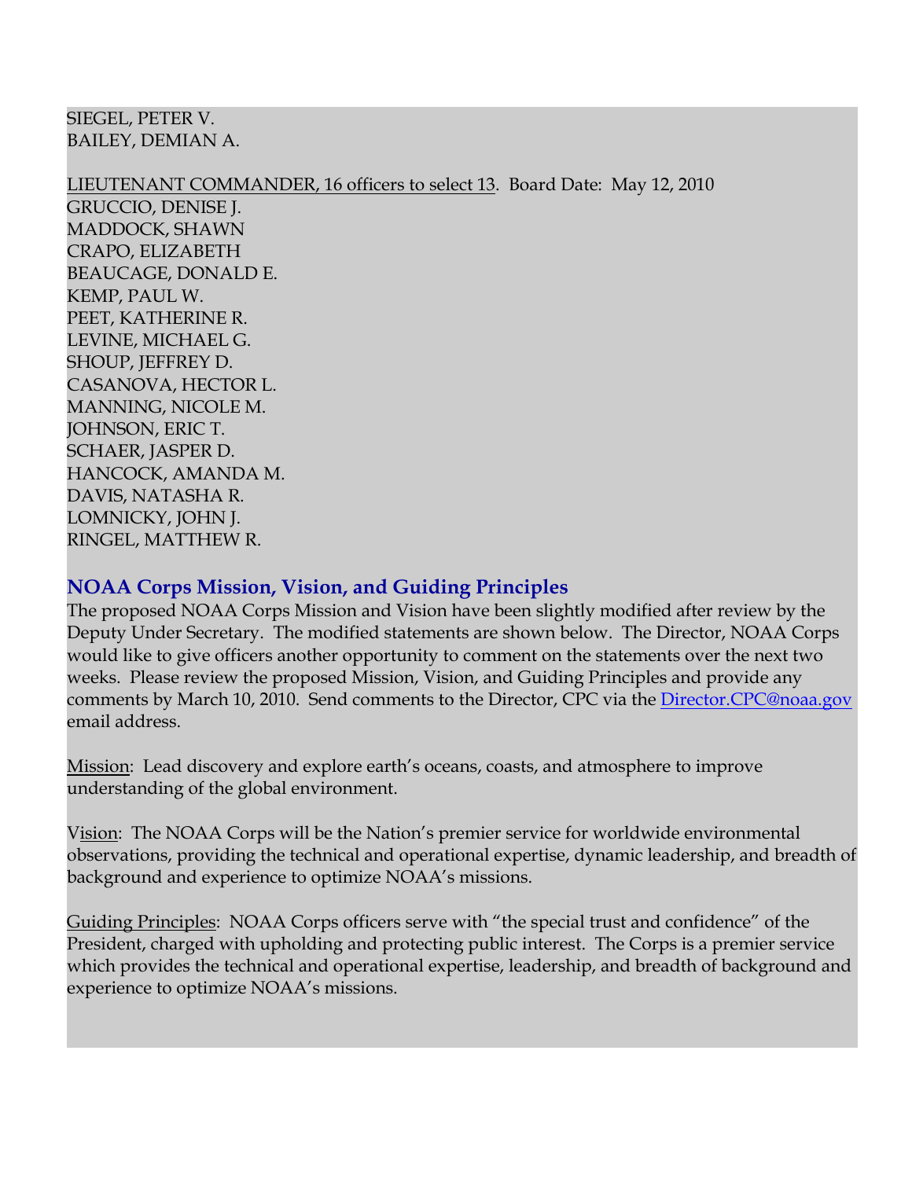SIEGEL, PETER V.
BAILEY, DEMIAN A.

LIEUTENANT COMMANDER, 16 officers to select 13. Board Date: May 12, 2010
GRUCCIO, DENISE J.
MADDOCK, SHAWN
CRAPO, ELIZABETH
BEAUCAGE, DONALD E.
KEMP, PAUL W.
PEET, KATHERINE R.
LEVINE, MICHAEL G.
SHOUP, JEFFREY D.
CASANOVA, HECTOR L.
MANNING, NICOLE M.
JOHNSON, ERIC T.
SCHAER, JASPER D.
HANCOCK, AMANDA M.
DAVIS, NATASHA R.
LOMNICKY, JOHN J.
RINGEL, MATTHEW R.

## NOAA Corps Mission, Vision, and Guiding Principles

The proposed NOAA Corps Mission and Vision have been slightly modified after review by the Deputy Under Secretary. The modified statements are shown below. The Director, NOAA Corps would like to give officers another opportunity to comment on the statements over the next two weeks. Please review the proposed Mission, Vision, and Guiding Principles and provide any comments by March 10, 2010. Send comments to the Director, CPC via the Director.CPC@noaa.gov email address.

Mission: Lead discovery and explore earth's oceans, coasts, and atmosphere to improve understanding of the global environment.

Vision: The NOAA Corps will be the Nation's premier service for worldwide environmental observations, providing the technical and operational expertise, dynamic leadership, and breadth of background and experience to optimize NOAA's missions.

Guiding Principles: NOAA Corps officers serve with "the special trust and confidence" of the President, charged with upholding and protecting public interest. The Corps is a premier service which provides the technical and operational expertise, leadership, and breadth of background and experience to optimize NOAA's missions.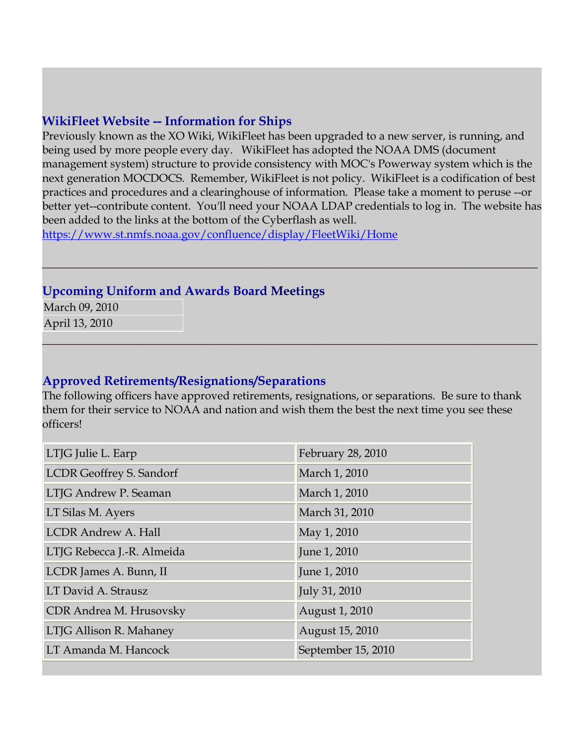## WikiFleet Website -- Information for Ships

Previously known as the XO Wiki, WikiFleet has been upgraded to a new server, is running, and being used by more people every day. WikiFleet has adopted the NOAA DMS (document management system) structure to provide consistency with MOC's Powerway system which is the next generation MOCDOCS. Remember, WikiFleet is not policy. WikiFleet is a codification of best practices and procedures and a clearinghouse of information. Please take a moment to peruse --or better yet--contribute content. You'll need your NOAA LDAP credentials to log in. The website has been added to the links at the bottom of the Cyberflash as well.
https://www.st.nmfs.noaa.gov/confluence/display/FleetWiki/Home

---

## Upcoming Uniform and Awards Board Meetings

| |
|---|
| March 09, 2010 |
| April 13, 2010 |

---

## Approved Retirements/Resignations/Separations

The following officers have approved retirements, resignations, or separations. Be sure to thank them for their service to NOAA and nation and wish them the best the next time you see these officers!

| | |
|---|---|
| LTJG Julie L. Earp | February 28, 2010 |
| LCDR Geoffrey S. Sandorf | March 1, 2010 |
| LTJG Andrew P. Seaman | March 1, 2010 |
| LT Silas M. Ayers | March 31, 2010 |
| LCDR Andrew A. Hall | May 1, 2010 |
| LTJG Rebecca J.-R. Almeida | June 1, 2010 |
| LCDR James A. Bunn, II | June 1, 2010 |
| LT David A. Strausz | July 31, 2010 |
| CDR Andrea M. Hrusovsky | August 1, 2010 |
| LTJG Allison R. Mahaney | August 15, 2010 |
| LT Amanda M. Hancock | September 15, 2010 |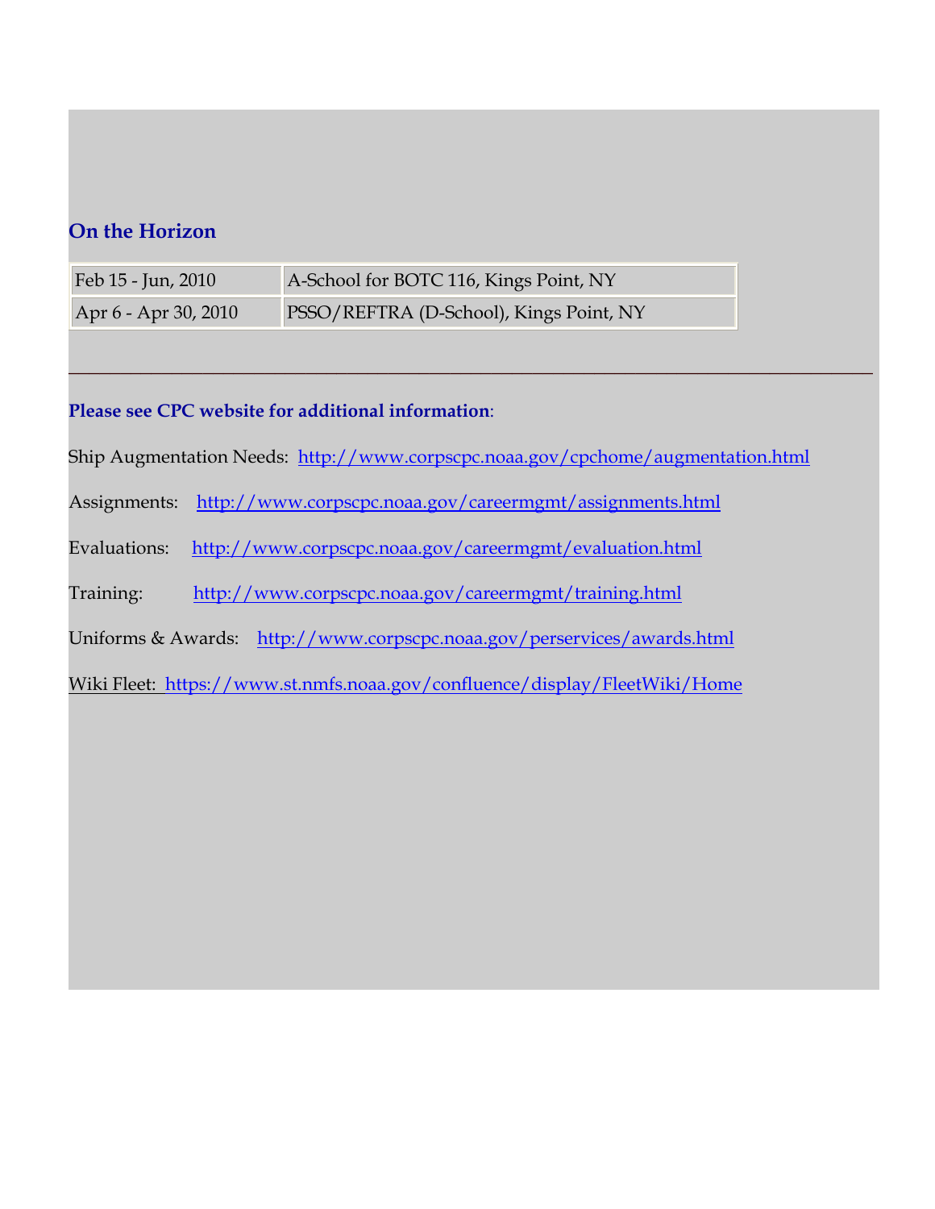## On the Horizon

| | |
|---|---|
| Feb 15 - Jun, 2010 | A-School for BOTC 116, Kings Point, NY |
| Apr 6 - Apr 30, 2010 | PSSO/REFTRA (D-School), Kings Point, NY |

---

**Please see CPC website for additional information**:

Ship Augmentation Needs: http://www.corpscpc.noaa.gov/cpchome/augmentation.html

Assignments: http://www.corpscpc.noaa.gov/careermgmt/assignments.html

Evaluations: http://www.corpscpc.noaa.gov/careermgmt/evaluation.html

Training: http://www.corpscpc.noaa.gov/careermgmt/training.html

Uniforms & Awards: http://www.corpscpc.noaa.gov/perservices/awards.html

Wiki Fleet: https://www.st.nmfs.noaa.gov/confluence/display/FleetWiki/Home